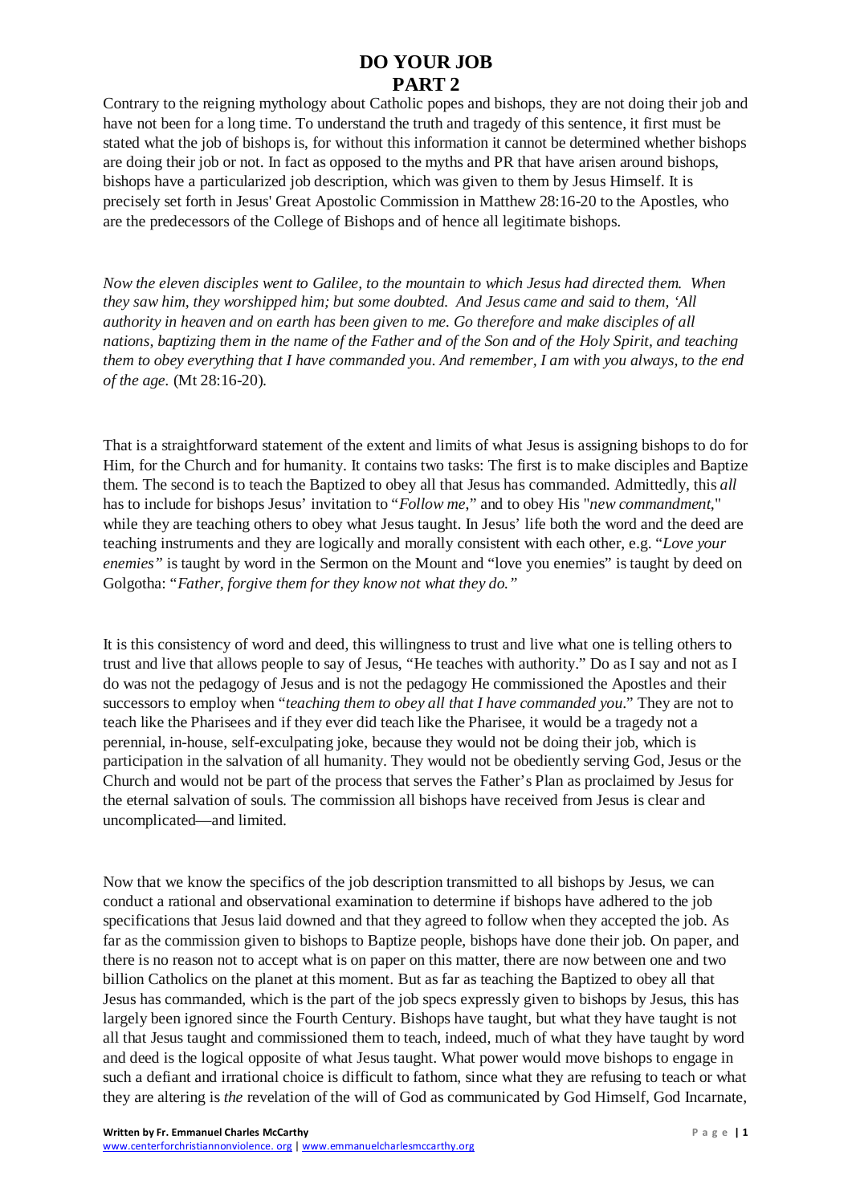# DO YOUR JOB
# PART 2

Contrary to the reigning mythology about Catholic popes and bishops, they are not doing their job and have not been for a long time. To understand the truth and tragedy of this sentence, it first must be stated what the job of bishops is, for without this information it cannot be determined whether bishops are doing their job or not. In fact as opposed to the myths and PR that have arisen around bishops, bishops have a particularized job description, which was given to them by Jesus Himself. It is precisely set forth in Jesus' Great Apostolic Commission in Matthew 28:16-20 to the Apostles, who are the predecessors of the College of Bishops and of hence all legitimate bishops.

*Now the eleven disciples went to Galilee, to the mountain to which Jesus had directed them. When they saw him, they worshipped him; but some doubted. And Jesus came and said to them, 'All authority in heaven and on earth has been given to me. Go therefore and make disciples of all nations, baptizing them in the name of the Father and of the Son and of the Holy Spirit, and teaching them to obey everything that I have commanded you. And remember, I am with you always, to the end of the age.* (Mt 28:16-20).

That is a straightforward statement of the extent and limits of what Jesus is assigning bishops to do for Him, for the Church and for humanity. It contains two tasks: The first is to make disciples and Baptize them. The second is to teach the Baptized to obey all that Jesus has commanded. Admittedly, this *all* has to include for bishops Jesus' invitation to "*Follow me*," and to obey His "*new commandment*," while they are teaching others to obey what Jesus taught. In Jesus' life both the word and the deed are teaching instruments and they are logically and morally consistent with each other, e.g. "*Love your enemies"* is taught by word in the Sermon on the Mount and "love you enemies" is taught by deed on Golgotha: "*Father, forgive them for they know not what they do."*

It is this consistency of word and deed, this willingness to trust and live what one is telling others to trust and live that allows people to say of Jesus, "He teaches with authority." Do as I say and not as I do was not the pedagogy of Jesus and is not the pedagogy He commissioned the Apostles and their successors to employ when "*teaching them to obey all that I have commanded you*." They are not to teach like the Pharisees and if they ever did teach like the Pharisee, it would be a tragedy not a perennial, in-house, self-exculpating joke, because they would not be doing their job, which is participation in the salvation of all humanity. They would not be obediently serving God, Jesus or the Church and would not be part of the process that serves the Father's Plan as proclaimed by Jesus for the eternal salvation of souls. The commission all bishops have received from Jesus is clear and uncomplicated—and limited.

Now that we know the specifics of the job description transmitted to all bishops by Jesus, we can conduct a rational and observational examination to determine if bishops have adhered to the job specifications that Jesus laid downed and that they agreed to follow when they accepted the job. As far as the commission given to bishops to Baptize people, bishops have done their job. On paper, and there is no reason not to accept what is on paper on this matter, there are now between one and two billion Catholics on the planet at this moment. But as far as teaching the Baptized to obey all that Jesus has commanded, which is the part of the job specs expressly given to bishops by Jesus, this has largely been ignored since the Fourth Century. Bishops have taught, but what they have taught is not all that Jesus taught and commissioned them to teach, indeed, much of what they have taught by word and deed is the logical opposite of what Jesus taught. What power would move bishops to engage in such a defiant and irrational choice is difficult to fathom, since what they are refusing to teach or what they are altering is *the* revelation of the will of God as communicated by God Himself, God Incarnate,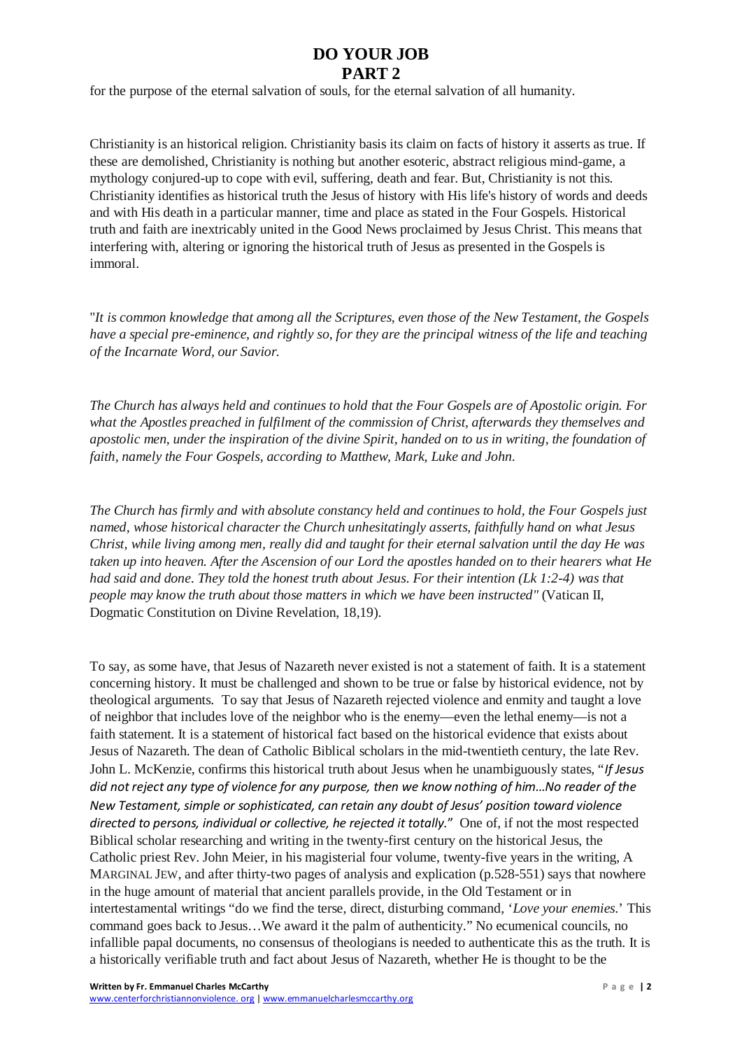for the purpose of the eternal salvation of souls, for the eternal salvation of all humanity.

Christianity is an historical religion. Christianity basis its claim on facts of history it asserts as true. If these are demolished, Christianity is nothing but another esoteric, abstract religious mind-game, a mythology conjured-up to cope with evil, suffering, death and fear. But, Christianity is not this. Christianity identifies as historical truth the Jesus of history with His life's history of words and deeds and with His death in a particular manner, time and place as stated in the Four Gospels. Historical truth and faith are inextricably united in the Good News proclaimed by Jesus Christ. This means that interfering with, altering or ignoring the historical truth of Jesus as presented in the Gospels is immoral.

"*It is common knowledge that among all the Scriptures, even those of the New Testament, the Gospels have a special pre-eminence, and rightly so, for they are the principal witness of the life and teaching of the Incarnate Word, our Savior.*

*The Church has always held and continues to hold that the Four Gospels are of Apostolic origin. For what the Apostles preached in fulfilment of the commission of Christ, afterwards they themselves and apostolic men, under the inspiration of the divine Spirit, handed on to us in writing, the foundation of faith, namely the Four Gospels, according to Matthew, Mark, Luke and John.*

*The Church has firmly and with absolute constancy held and continues to hold, the Four Gospels just named, whose historical character the Church unhesitatingly asserts, faithfully hand on what Jesus Christ, while living among men, really did and taught for their eternal salvation until the day He was taken up into heaven. After the Ascension of our Lord the apostles handed on to their hearers what He had said and done. They told the honest truth about Jesus. For their intention (Lk 1:2-4) was that people may know the truth about those matters in which we have been instructed"* (Vatican II, Dogmatic Constitution on Divine Revelation, 18,19).

To say, as some have, that Jesus of Nazareth never existed is not a statement of faith. It is a statement concerning history. It must be challenged and shown to be true or false by historical evidence, not by theological arguments. To say that Jesus of Nazareth rejected violence and enmity and taught a love of neighbor that includes love of the neighbor who is the enemy—even the lethal enemy—is not a faith statement. It is a statement of historical fact based on the historical evidence that exists about Jesus of Nazareth. The dean of Catholic Biblical scholars in the mid-twentieth century, the late Rev. John L. McKenzie, confirms this historical truth about Jesus when he unambiguously states, "*If Jesus did not reject any type of violence for any purpose, then we know nothing of him…No reader of the New Testament, simple or sophisticated, can retain any doubt of Jesus' position toward violence directed to persons, individual or collective, he rejected it totally.*" One of, if not the most respected Biblical scholar researching and writing in the twenty-first century on the historical Jesus, the Catholic priest Rev. John Meier, in his magisterial four volume, twenty-five years in the writing, A MARGINAL JEW, and after thirty-two pages of analysis and explication (p.528-551) says that nowhere in the huge amount of material that ancient parallels provide, in the Old Testament or in intertestamental writings "do we find the terse, direct, disturbing command, '*Love your enemies.*' This command goes back to Jesus…We award it the palm of authenticity." No ecumenical councils, no infallible papal documents, no consensus of theologians is needed to authenticate this as the truth. It is a historically verifiable truth and fact about Jesus of Nazareth, whether He is thought to be the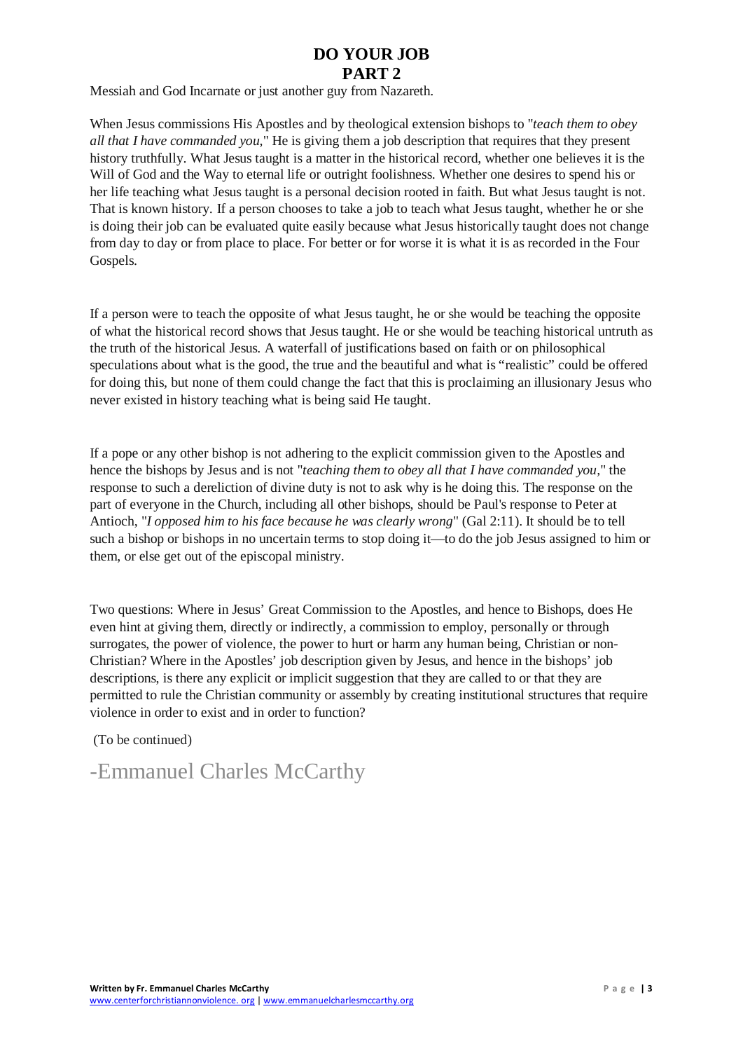# DO YOUR JOB
# PART 2

Messiah and God Incarnate or just another guy from Nazareth.

When Jesus commissions His Apostles and by theological extension bishops to "*teach them to obey all that I have commanded you,*" He is giving them a job description that requires that they present history truthfully. What Jesus taught is a matter in the historical record, whether one believes it is the Will of God and the Way to eternal life or outright foolishness. Whether one desires to spend his or her life teaching what Jesus taught is a personal decision rooted in faith. But what Jesus taught is not. That is known history. If a person chooses to take a job to teach what Jesus taught, whether he or she is doing their job can be evaluated quite easily because what Jesus historically taught does not change from day to day or from place to place. For better or for worse it is what it is as recorded in the Four Gospels.

If a person were to teach the opposite of what Jesus taught, he or she would be teaching the opposite of what the historical record shows that Jesus taught. He or she would be teaching historical untruth as the truth of the historical Jesus. A waterfall of justifications based on faith or on philosophical speculations about what is the good, the true and the beautiful and what is "realistic" could be offered for doing this, but none of them could change the fact that this is proclaiming an illusionary Jesus who never existed in history teaching what is being said He taught.

If a pope or any other bishop is not adhering to the explicit commission given to the Apostles and hence the bishops by Jesus and is not "*teaching them to obey all that I have commanded you,*" the response to such a dereliction of divine duty is not to ask why is he doing this. The response on the part of everyone in the Church, including all other bishops, should be Paul's response to Peter at Antioch, "*I opposed him to his face because he was clearly wrong*" (Gal 2:11). It should be to tell such a bishop or bishops in no uncertain terms to stop doing it—to do the job Jesus assigned to him or them, or else get out of the episcopal ministry.

Two questions: Where in Jesus' Great Commission to the Apostles, and hence to Bishops, does He even hint at giving them, directly or indirectly, a commission to employ, personally or through surrogates, the power of violence, the power to hurt or harm any human being, Christian or non-Christian? Where in the Apostles' job description given by Jesus, and hence in the bishops' job descriptions, is there any explicit or implicit suggestion that they are called to or that they are permitted to rule the Christian community or assembly by creating institutional structures that require violence in order to exist and in order to function?

(To be continued)

-Emmanuel Charles McCarthy